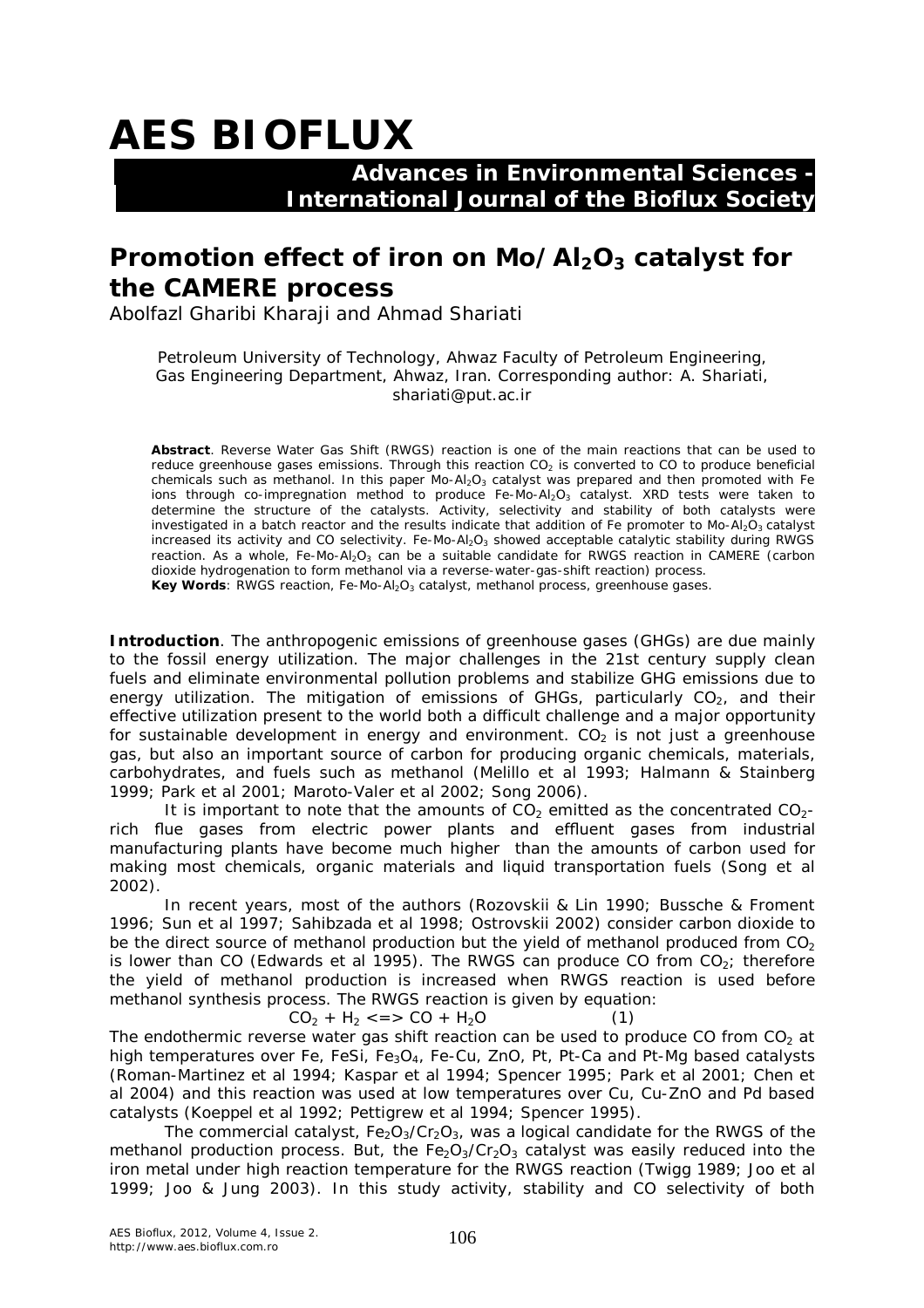# AES BIOFLUX

**Advances in Environmental Sciences - International Journal of the Bioflux Society**

## Promotion effect of iron on Mo/$Al_2O_3$ catalyst for the CAMERE process

Abolfazl Gharibi Kharaji and Ahmad Shariati

Petroleum University of Technology, Ahwaz Faculty of Petroleum Engineering, Gas Engineering Department, Ahwaz, Iran. Corresponding author: A. Shariati, shariati@put.ac.ir

**Abstract**. Reverse Water Gas Shift (RWGS) reaction is one of the main reactions that can be used to reduce greenhouse gases emissions. Through this reaction $CO_2$ is converted to CO to produce beneficial chemicals such as methanol. In this paper Mo-$Al_2O_3$ catalyst was prepared and then promoted with Fe ions through co-impregnation method to produce Fe-Mo-$Al_2O_3$ catalyst. XRD tests were taken to determine the structure of the catalysts. Activity, selectivity and stability of both catalysts were investigated in a batch reactor and the results indicate that addition of Fe promoter to Mo-$Al_2O_3$ catalyst increased its activity and CO selectivity. Fe-Mo-$Al_2O_3$ showed acceptable catalytic stability during RWGS reaction. As a whole, Fe-Mo-$Al_2O_3$ can be a suitable candidate for RWGS reaction in CAMERE (carbon dioxide hydrogenation to form methanol via a reverse-water-gas-shift reaction) process.

**Key Words**: RWGS reaction, Fe-Mo-$Al_2O_3$ catalyst, methanol process, greenhouse gases.

**Introduction**. The anthropogenic emissions of greenhouse gases (GHGs) are due mainly to the fossil energy utilization. The major challenges in the 21st century supply clean fuels and eliminate environmental pollution problems and stabilize GHG emissions due to energy utilization. The mitigation of emissions of GHGs, particularly $CO_2$, and their effective utilization present to the world both a difficult challenge and a major opportunity for sustainable development in energy and environment. $CO_2$ is not just a greenhouse gas, but also an important source of carbon for producing organic chemicals, materials, carbohydrates, and fuels such as methanol (Melillo et al 1993; Halmann & Stainberg 1999; Park et al 2001; Maroto-Valer et al 2002; Song 2006).

It is important to note that the amounts of $CO_2$ emitted as the concentrated $CO_2$-rich flue gases from electric power plants and effluent gases from industrial manufacturing plants have become much higher than the amounts of carbon used for making most chemicals, organic materials and liquid transportation fuels (Song et al 2002).

In recent years, most of the authors (Rozovskii & Lin 1990; Bussche & Froment 1996; Sun et al 1997; Sahibzada et al 1998; Ostrovskii 2002) consider carbon dioxide to be the direct source of methanol production but the yield of methanol produced from $CO_2$ is lower than CO (Edwards et al 1995). The RWGS can produce CO from $CO_2$; therefore the yield of methanol production is increased when RWGS reaction is used before methanol synthesis process. The RWGS reaction is given by equation:

$$CO_2 + H_2 <=> CO + H_2O \qquad (1)$$

The endothermic reverse water gas shift reaction can be used to produce CO from $CO_2$ at high temperatures over Fe, FeSi, $Fe_3O_4$, Fe-Cu, ZnO, Pt, Pt-Ca and Pt-Mg based catalysts (Roman-Martinez et al 1994; Kaspar et al 1994; Spencer 1995; Park et al 2001; Chen et al 2004) and this reaction was used at low temperatures over Cu, Cu-ZnO and Pd based catalysts (Koeppel et al 1992; Pettigrew et al 1994; Spencer 1995).

The commercial catalyst, $Fe_2O_3/Cr_2O_3$, was a logical candidate for the RWGS of the methanol production process. But, the $Fe_2O_3/Cr_2O_3$ catalyst was easily reduced into the iron metal under high reaction temperature for the RWGS reaction (Twigg 1989; Joo et al 1999; Joo & Jung 2003). In this study activity, stability and CO selectivity of both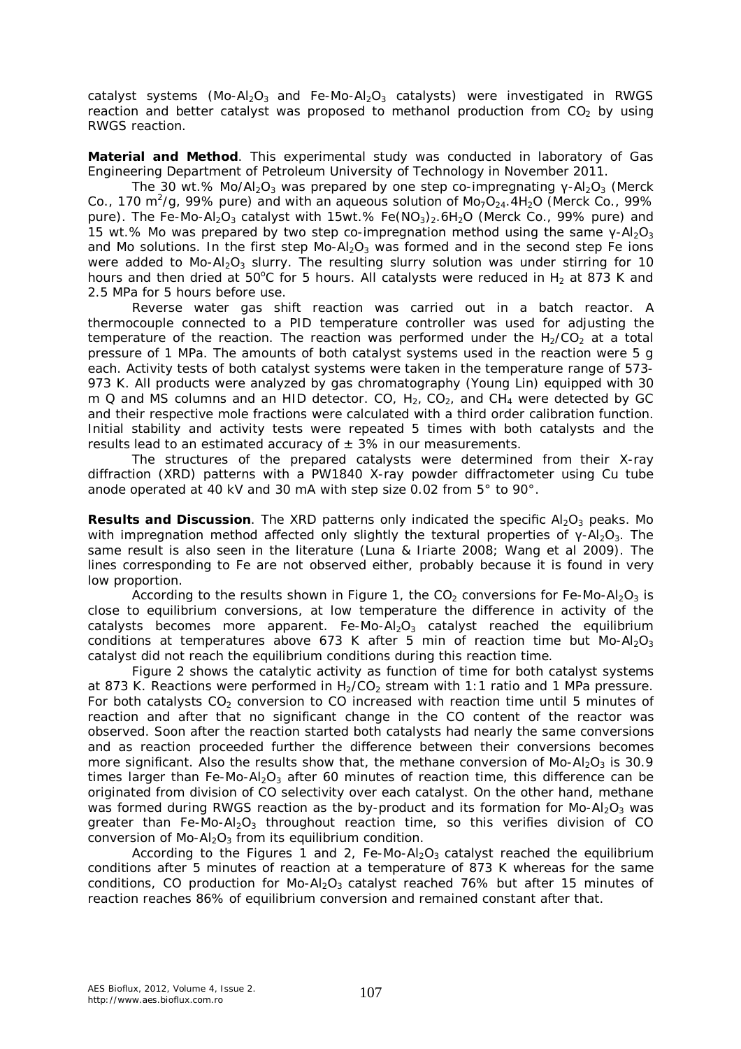catalyst systems ($Mo$-$Al_2O_3$ and $Fe$-$Mo$-$Al_2O_3$ catalysts) were investigated in RWGS reaction and better catalyst was proposed to methanol production from $CO_2$ by using RWGS reaction.

**Material and Method**. This experimental study was conducted in laboratory of Gas Engineering Department of Petroleum University of Technology in November 2011.

The 30 wt.% $Mo/Al_2O_3$ was prepared by one step co-impregnating $\gamma$-$Al_2O_3$ (Merck Co., 170 $m^2/g$, 99% pure) and with an aqueous solution of $Mo_7O_{24}.4H_2O$ (Merck Co., 99% pure). The $Fe$-$Mo$-$Al_2O_3$ catalyst with 15wt.% $Fe(NO_3)_2.6H_2O$ (Merck Co., 99% pure) and 15 wt.% Mo was prepared by two step co-impregnation method using the same $\gamma$-$Al_2O_3$ and Mo solutions. In the first step $Mo$-$Al_2O_3$ was formed and in the second step Fe ions were added to $Mo$-$Al_2O_3$ slurry. The resulting slurry solution was under stirring for 10 hours and then dried at 50°C for 5 hours. All catalysts were reduced in $H_2$ at 873 K and 2.5 MPa for 5 hours before use.

Reverse water gas shift reaction was carried out in a batch reactor. A thermocouple connected to a PID temperature controller was used for adjusting the temperature of the reaction. The reaction was performed under the $H_2/CO_2$ at a total pressure of 1 MPa. The amounts of both catalyst systems used in the reaction were 5 g each. Activity tests of both catalyst systems were taken in the temperature range of 573-973 K. All products were analyzed by gas chromatography (Young Lin) equipped with 30 m Q and MS columns and an HID detector. CO, $H_2$, $CO_2$, and $CH_4$ were detected by GC and their respective mole fractions were calculated with a third order calibration function. Initial stability and activity tests were repeated 5 times with both catalysts and the results lead to an estimated accuracy of ± 3% in our measurements.

The structures of the prepared catalysts were determined from their X-ray diffraction (XRD) patterns with a PW1840 X-ray powder diffractometer using Cu tube anode operated at 40 kV and 30 mA with step size 0.02 from 5° to 90°.

**Results and Discussion**. The XRD patterns only indicated the specific $Al_2O_3$ peaks. Mo with impregnation method affected only slightly the textural properties of $\gamma$-$Al_2O_3$. The same result is also seen in the literature (Luna & Iriarte 2008; Wang et al 2009). The lines corresponding to Fe are not observed either, probably because it is found in very low proportion.

According to the results shown in Figure 1, the $CO_2$ conversions for $Fe$-$Mo$-$Al_2O_3$ is close to equilibrium conversions, at low temperature the difference in activity of the catalysts becomes more apparent. $Fe$-$Mo$-$Al_2O_3$ catalyst reached the equilibrium conditions at temperatures above 673 K after 5 min of reaction time but $Mo$-$Al_2O_3$ catalyst did not reach the equilibrium conditions during this reaction time.

Figure 2 shows the catalytic activity as function of time for both catalyst systems at 873 K. Reactions were performed in $H_2/CO_2$ stream with 1:1 ratio and 1 MPa pressure. For both catalysts $CO_2$ conversion to CO increased with reaction time until 5 minutes of reaction and after that no significant change in the CO content of the reactor was observed. Soon after the reaction started both catalysts had nearly the same conversions and as reaction proceeded further the difference between their conversions becomes more significant. Also the results show that, the methane conversion of $Mo$-$Al_2O_3$ is 30.9 times larger than $Fe$-$Mo$-$Al_2O_3$ after 60 minutes of reaction time, this difference can be originated from division of CO selectivity over each catalyst. On the other hand, methane was formed during RWGS reaction as the by-product and its formation for $Mo$-$Al_2O_3$ was greater than $Fe$-$Mo$-$Al_2O_3$ throughout reaction time, so this verifies division of CO conversion of $Mo$-$Al_2O_3$ from its equilibrium condition.

According to the Figures 1 and 2, $Fe$-$Mo$-$Al_2O_3$ catalyst reached the equilibrium conditions after 5 minutes of reaction at a temperature of 873 K whereas for the same conditions, CO production for $Mo$-$Al_2O_3$ catalyst reached 76% but after 15 minutes of reaction reaches 86% of equilibrium conversion and remained constant after that.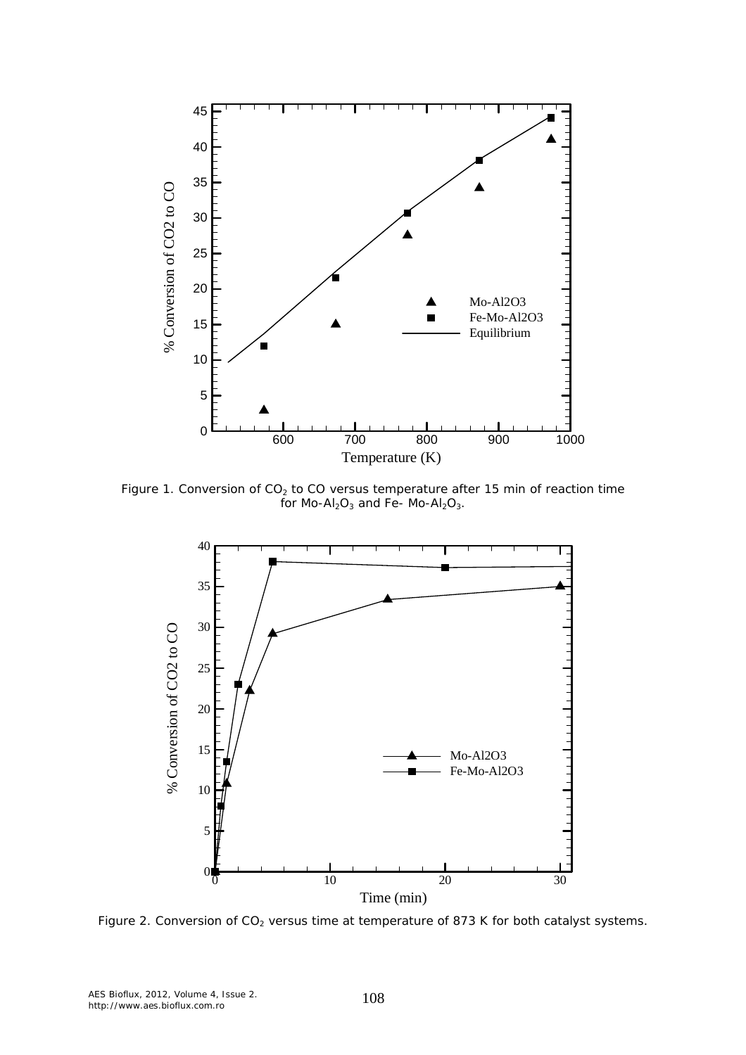Figure 1. Conversion of $CO_2$ to CO versus temperature after 15 min of reaction time for Mo-$Al_2O_3$ and Fe- Mo-$Al_2O_3$.

Figure 2. Conversion of $CO_2$ versus time at temperature of 873 K for both catalyst systems.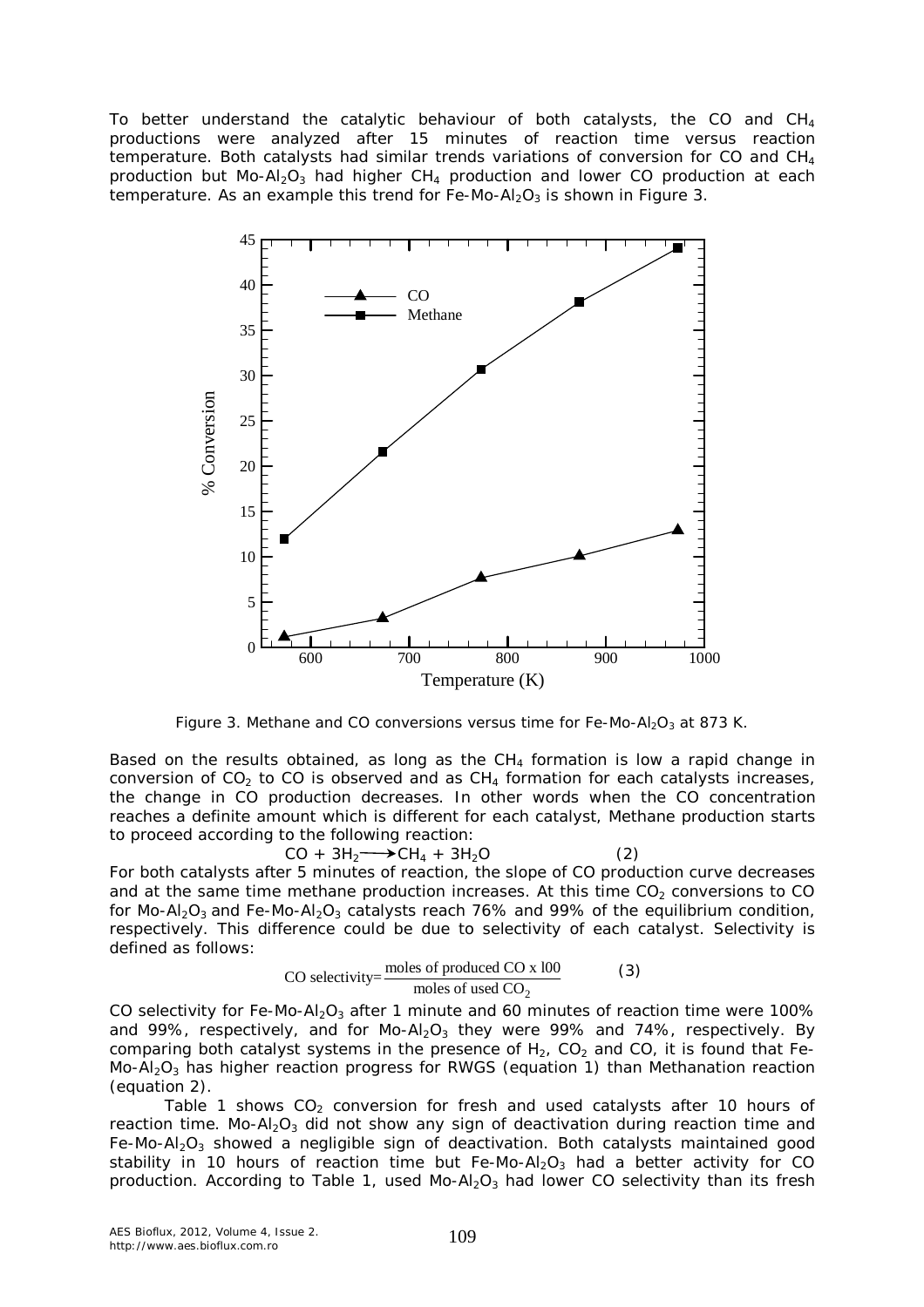To better understand the catalytic behaviour of both catalysts, the CO and $CH_4$ productions were analyzed after 15 minutes of reaction time versus reaction temperature. Both catalysts had similar trends variations of conversion for CO and $CH_4$ production but Mo-$Al_2O_3$ had higher $CH_4$ production and lower CO production at each temperature. As an example this trend for Fe-Mo-$Al_2O_3$ is shown in Figure 3.

Figure 3. Methane and CO conversions versus time for Fe-Mo-$Al_2O_3$ at 873 K.

Based on the results obtained, as long as the $CH_4$ formation is low a rapid change in conversion of $CO_2$ to CO is observed and as $CH_4$ formation for each catalysts increases, the change in CO production decreases. In other words when the CO concentration reaches a definite amount which is different for each catalyst, Methane production starts to proceed according to the following reaction:

$$CO + 3H_2 \longrightarrow CH_4 + 3H_2O \qquad (2)$$

For both catalysts after 5 minutes of reaction, the slope of CO production curve decreases and at the same time methane production increases. At this time $CO_2$ conversions to CO for Mo-$Al_2O_3$ and Fe-Mo-$Al_2O_3$ catalysts reach 76% and 99% of the equilibrium condition, respectively. This difference could be due to selectivity of each catalyst. Selectivity is defined as follows:

$$\text{CO selectivity} = \frac{\text{moles of produced CO x 100}}{\text{moles of used } CO_2} \qquad (3)$$

CO selectivity for Fe-Mo-$Al_2O_3$ after 1 minute and 60 minutes of reaction time were 100% and 99%, respectively, and for Mo-$Al_2O_3$ they were 99% and 74%, respectively. By comparing both catalyst systems in the presence of $H_2$, $CO_2$ and CO, it is found that Fe-Mo-$Al_2O_3$ has higher reaction progress for RWGS (equation 1) than Methanation reaction (equation 2).

Table 1 shows $CO_2$ conversion for fresh and used catalysts after 10 hours of reaction time. Mo-$Al_2O_3$ did not show any sign of deactivation during reaction time and Fe-Mo-$Al_2O_3$ showed a negligible sign of deactivation. Both catalysts maintained good stability in 10 hours of reaction time but Fe-Mo-$Al_2O_3$ had a better activity for CO production. According to Table 1, used Mo-$Al_2O_3$ had lower CO selectivity than its fresh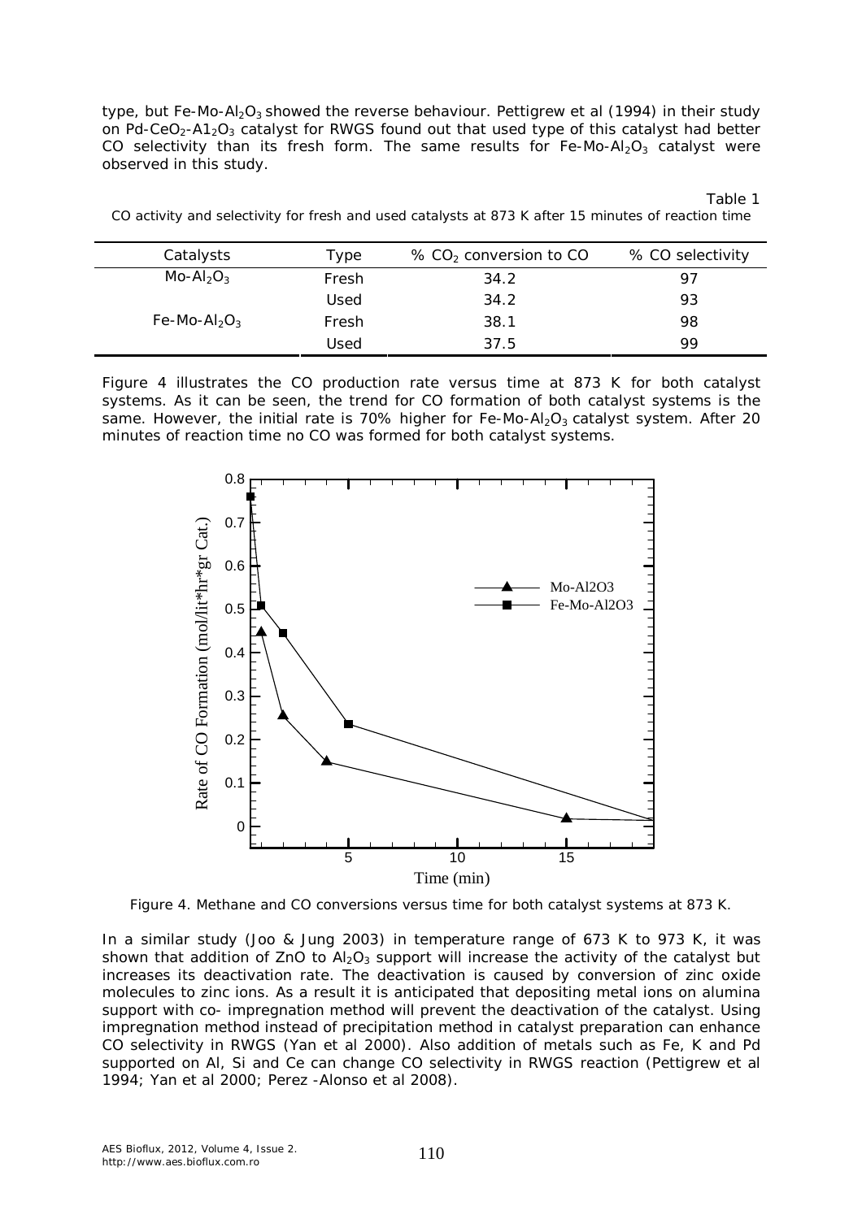type, but Fe-Mo-$Al_2O_3$ showed the reverse behaviour. Pettigrew et al (1994) in their study on Pd-$CeO_2$-$A1_2O_3$ catalyst for RWGS found out that used type of this catalyst had better CO selectivity than its fresh form. The same results for Fe-Mo-$Al_2O_3$ catalyst were observed in this study.

Table 1

CO activity and selectivity for fresh and used catalysts at 873 K after 15 minutes of reaction time

| Catalysts | Type | % $CO_2$ conversion to CO | % CO selectivity |
|---|---|---|---|
| Mo-$Al_2O_3$ | Fresh | 34.2 | 97 |
| | Used | 34.2 | 93 |
| Fe-Mo-$Al_2O_3$ | Fresh | 38.1 | 98 |
| | Used | 37.5 | 99 |

Figure 4 illustrates the CO production rate versus time at 873 K for both catalyst systems. As it can be seen, the trend for CO formation of both catalyst systems is the same. However, the initial rate is 70% higher for Fe-Mo-$Al_2O_3$ catalyst system. After 20 minutes of reaction time no CO was formed for both catalyst systems.

Figure 4. Methane and CO conversions versus time for both catalyst systems at 873 K.

In a similar study (Joo & Jung 2003) in temperature range of 673 K to 973 K, it was shown that addition of ZnO to $Al_2O_3$ support will increase the activity of the catalyst but increases its deactivation rate. The deactivation is caused by conversion of zinc oxide molecules to zinc ions. As a result it is anticipated that depositing metal ions on alumina support with co- impregnation method will prevent the deactivation of the catalyst. Using impregnation method instead of precipitation method in catalyst preparation can enhance CO selectivity in RWGS (Yan et al 2000). Also addition of metals such as Fe, K and Pd supported on Al, Si and Ce can change CO selectivity in RWGS reaction (Pettigrew et al 1994; Yan et al 2000; Perez -Alonso et al 2008).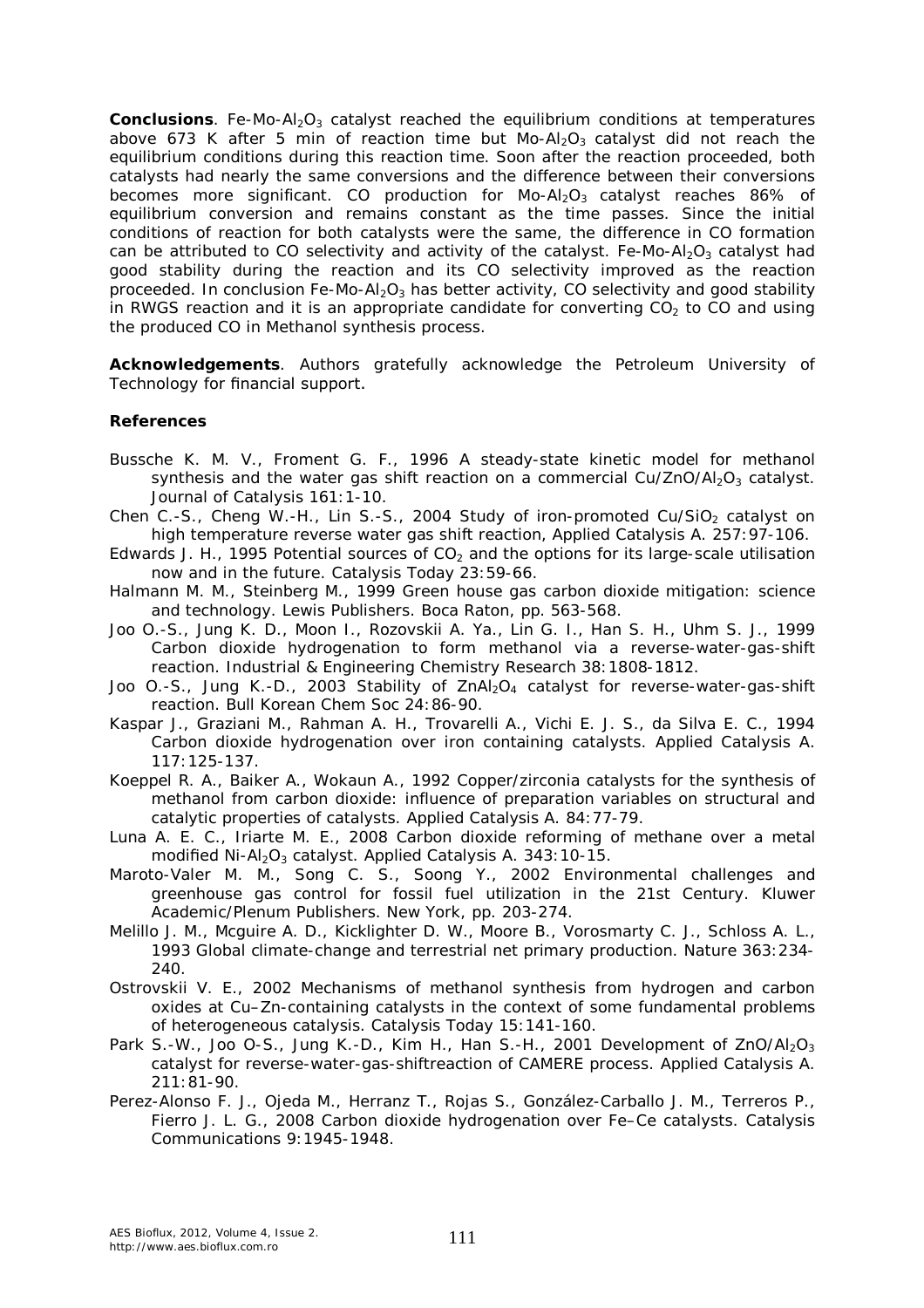**Conclusions**. Fe-Mo-$Al_2O_3$ catalyst reached the equilibrium conditions at temperatures above 673 K after 5 min of reaction time but Mo-$Al_2O_3$ catalyst did not reach the equilibrium conditions during this reaction time. Soon after the reaction proceeded, both catalysts had nearly the same conversions and the difference between their conversions becomes more significant. CO production for Mo-$Al_2O_3$ catalyst reaches 86% of equilibrium conversion and remains constant as the time passes. Since the initial conditions of reaction for both catalysts were the same, the difference in CO formation can be attributed to CO selectivity and activity of the catalyst. Fe-Mo-$Al_2O_3$ catalyst had good stability during the reaction and its CO selectivity improved as the reaction proceeded. In conclusion Fe-Mo-$Al_2O_3$ has better activity, CO selectivity and good stability in RWGS reaction and it is an appropriate candidate for converting $CO_2$ to CO and using the produced CO in Methanol synthesis process.

**Acknowledgements**. Authors gratefully acknowledge the Petroleum University of Technology for financial support.

**References**

Bussche K. M. V., Froment G. F., 1996 A steady-state kinetic model for methanol synthesis and the water gas shift reaction on a commercial Cu/ZnO/$Al_2O_3$ catalyst. Journal of Catalysis 161:1-10.

Chen C.-S., Cheng W.-H., Lin S.-S., 2004 Study of iron-promoted Cu/$SiO_2$ catalyst on high temperature reverse water gas shift reaction, Applied Catalysis A. 257:97-106.

Edwards J. H., 1995 Potential sources of $CO_2$ and the options for its large-scale utilisation now and in the future. Catalysis Today 23:59-66.

Halmann M. M., Steinberg M., 1999 Green house gas carbon dioxide mitigation: science and technology. Lewis Publishers. Boca Raton, pp. 563-568.

Joo O.-S., Jung K. D., Moon I., Rozovskii A. Ya., Lin G. I., Han S. H., Uhm S. J., 1999 Carbon dioxide hydrogenation to form methanol via a reverse-water-gas-shift reaction. Industrial & Engineering Chemistry Research 38:1808-1812.

Joo O.-S., Jung K.-D., 2003 Stability of $ZnAl_2O_4$ catalyst for reverse-water-gas-shift reaction. Bull Korean Chem Soc 24:86-90.

Kaspar J., Graziani M., Rahman A. H., Trovarelli A., Vichi E. J. S., da Silva E. C., 1994 Carbon dioxide hydrogenation over iron containing catalysts. Applied Catalysis A. 117:125-137.

Koeppel R. A., Baiker A., Wokaun A., 1992 Copper/zirconia catalysts for the synthesis of methanol from carbon dioxide: influence of preparation variables on structural and catalytic properties of catalysts. Applied Catalysis A. 84:77-79.

Luna A. E. C., Iriarte M. E., 2008 Carbon dioxide reforming of methane over a metal modified Ni-$Al_2O_3$ catalyst. Applied Catalysis A. 343:10-15.

Maroto-Valer M. M., Song C. S., Soong Y., 2002 Environmental challenges and greenhouse gas control for fossil fuel utilization in the 21st Century. Kluwer Academic/Plenum Publishers. New York, pp. 203-274.

Melillo J. M., Mcguire A. D., Kicklighter D. W., Moore B., Vorosmarty C. J., Schloss A. L., 1993 Global climate-change and terrestrial net primary production. Nature 363:234-240.

Ostrovskii V. E., 2002 Mechanisms of methanol synthesis from hydrogen and carbon oxides at Cu–Zn-containing catalysts in the context of some fundamental problems of heterogeneous catalysis. Catalysis Today 15:141-160.

Park S.-W., Joo O-S., Jung K.-D., Kim H., Han S.-H., 2001 Development of ZnO/$Al_2O_3$ catalyst for reverse-water-gas-shiftreaction of CAMERE process. Applied Catalysis A. 211:81-90.

Perez-Alonso F. J., Ojeda M., Herranz T., Rojas S., González-Carballo J. M., Terreros P., Fierro J. L. G., 2008 Carbon dioxide hydrogenation over Fe–Ce catalysts. Catalysis Communications 9:1945-1948.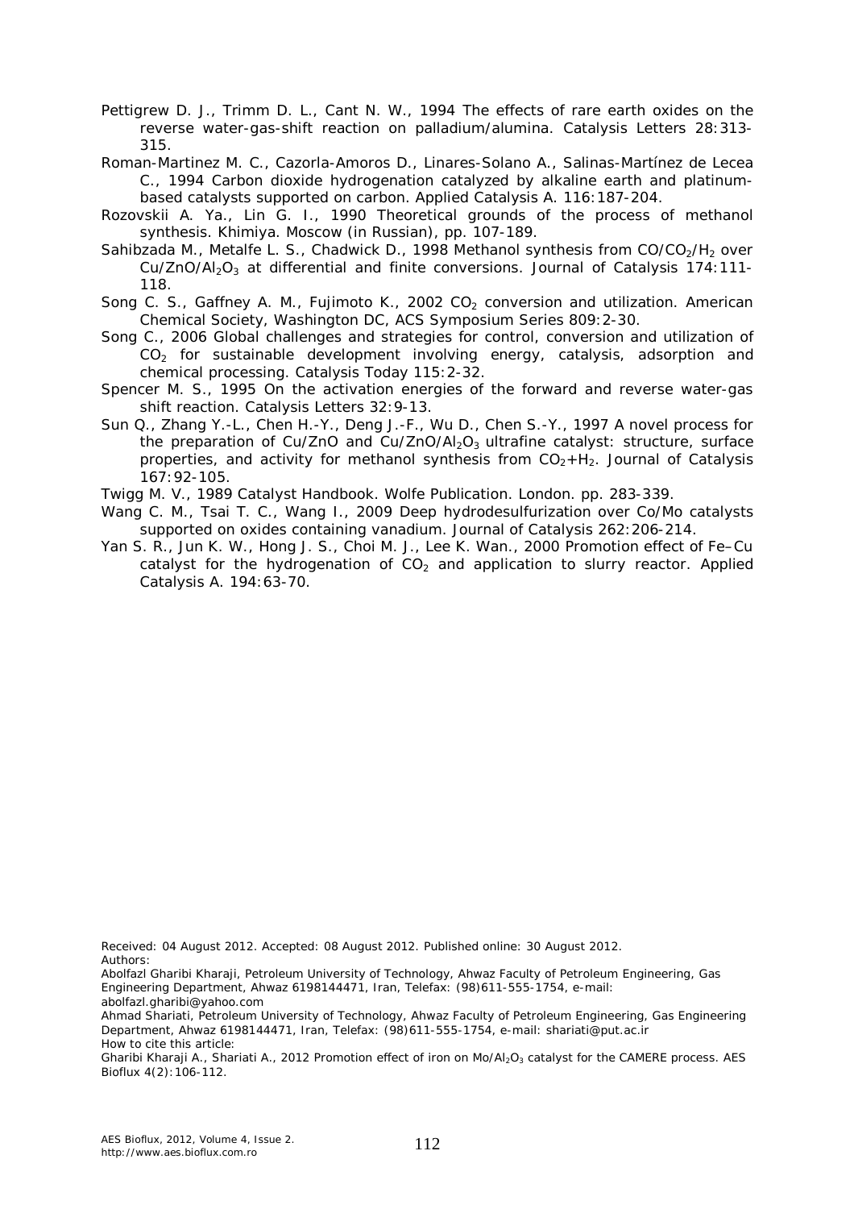Pettigrew D. J., Trimm D. L., Cant N. W., 1994 The effects of rare earth oxides on the reverse water-gas-shift reaction on palladium/alumina. Catalysis Letters 28:313-315.

Roman-Martinez M. C., Cazorla-Amoros D., Linares-Solano A., Salinas-Martínez de Lecea C., 1994 Carbon dioxide hydrogenation catalyzed by alkaline earth and platinum-based catalysts supported on carbon. Applied Catalysis A. 116:187-204.

Rozovskii A. Ya., Lin G. I., 1990 Theoretical grounds of the process of methanol synthesis. Khimiya. Moscow (in Russian), pp. 107-189.

Sahibzada M., Metalfe L. S., Chadwick D., 1998 Methanol synthesis from $CO/CO_2/H_2$ over $Cu/ZnO/Al_2O_3$ at differential and finite conversions. Journal of Catalysis 174:111-118.

Song C. S., Gaffney A. M., Fujimoto K., 2002 $CO_2$ conversion and utilization. American Chemical Society, Washington DC, ACS Symposium Series 809:2-30.

Song C., 2006 Global challenges and strategies for control, conversion and utilization of $CO_2$ for sustainable development involving energy, catalysis, adsorption and chemical processing. Catalysis Today 115:2-32.

Spencer M. S., 1995 On the activation energies of the forward and reverse water-gas shift reaction. Catalysis Letters 32:9-13.

Sun Q., Zhang Y.-L., Chen H.-Y., Deng J.-F., Wu D., Chen S.-Y., 1997 A novel process for the preparation of Cu/ZnO and $Cu/ZnO/Al_2O_3$ ultrafine catalyst: structure, surface properties, and activity for methanol synthesis from $CO_2$+$H_2$. Journal of Catalysis 167:92-105.

Twigg M. V., 1989 Catalyst Handbook. Wolfe Publication. London. pp. 283-339.

Wang C. M., Tsai T. C., Wang I., 2009 Deep hydrodesulfurization over Co/Mo catalysts supported on oxides containing vanadium. Journal of Catalysis 262:206-214.

Yan S. R., Jun K. W., Hong J. S., Choi M. J., Lee K. Wan., 2000 Promotion effect of Fe–Cu catalyst for the hydrogenation of $CO_2$ and application to slurry reactor. Applied Catalysis A. 194:63-70.

Received: 04 August 2012. Accepted: 08 August 2012. Published online: 30 August 2012.
Authors:
Abolfazl Gharibi Kharaji, Petroleum University of Technology, Ahwaz Faculty of Petroleum Engineering, Gas Engineering Department, Ahwaz 6198144471, Iran, Telefax: (98)611-555-1754, e-mail: abolfazl.gharibi@yahoo.com
Ahmad Shariati, Petroleum University of Technology, Ahwaz Faculty of Petroleum Engineering, Gas Engineering Department, Ahwaz 6198144471, Iran, Telefax: (98)611-555-1754, e-mail: shariati@put.ac.ir
How to cite this article:
Gharibi Kharaji A., Shariati A., 2012 Promotion effect of iron on $Mo/Al_2O_3$ catalyst for the CAMERE process. AES Bioflux 4(2):106-112.